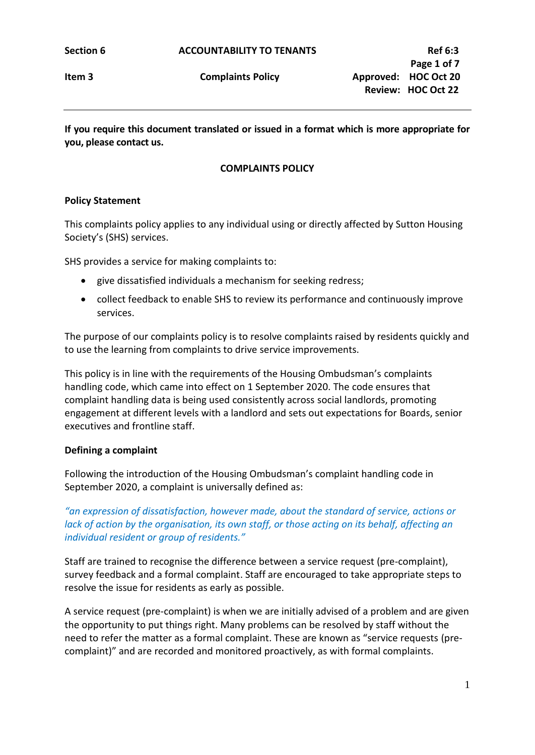| Section 6 | ACCOUNTABILITY TO TENANTS | Ref 6:3 |
|---|---|---|
| Item 3 | Complaints Policy | Approved: HOC Oct 20 |
| | | Review: HOC Oct 22 |

**If you require this document translated or issued in a format which is more appropriate for you, please contact us.**

# COMPLAINTS POLICY

## Policy Statement

This complaints policy applies to any individual using or directly affected by Sutton Housing Society's (SHS) services.

SHS provides a service for making complaints to:

- give dissatisfied individuals a mechanism for seeking redress;
- collect feedback to enable SHS to review its performance and continuously improve services.

The purpose of our complaints policy is to resolve complaints raised by residents quickly and to use the learning from complaints to drive service improvements.

This policy is in line with the requirements of the Housing Ombudsman's complaints handling code, which came into effect on 1 September 2020. The code ensures that complaint handling data is being used consistently across social landlords, promoting engagement at different levels with a landlord and sets out expectations for Boards, senior executives and frontline staff.

## Defining a complaint

Following the introduction of the Housing Ombudsman's complaint handling code in September 2020, a complaint is universally defined as:

*"an expression of dissatisfaction, however made, about the standard of service, actions or lack of action by the organisation, its own staff, or those acting on its behalf, affecting an individual resident or group of residents."*

Staff are trained to recognise the difference between a service request (pre-complaint), survey feedback and a formal complaint. Staff are encouraged to take appropriate steps to resolve the issue for residents as early as possible.

A service request (pre-complaint) is when we are initially advised of a problem and are given the opportunity to put things right. Many problems can be resolved by staff without the need to refer the matter as a formal complaint. These are known as "service requests (pre-complaint)" and are recorded and monitored proactively, as with formal complaints.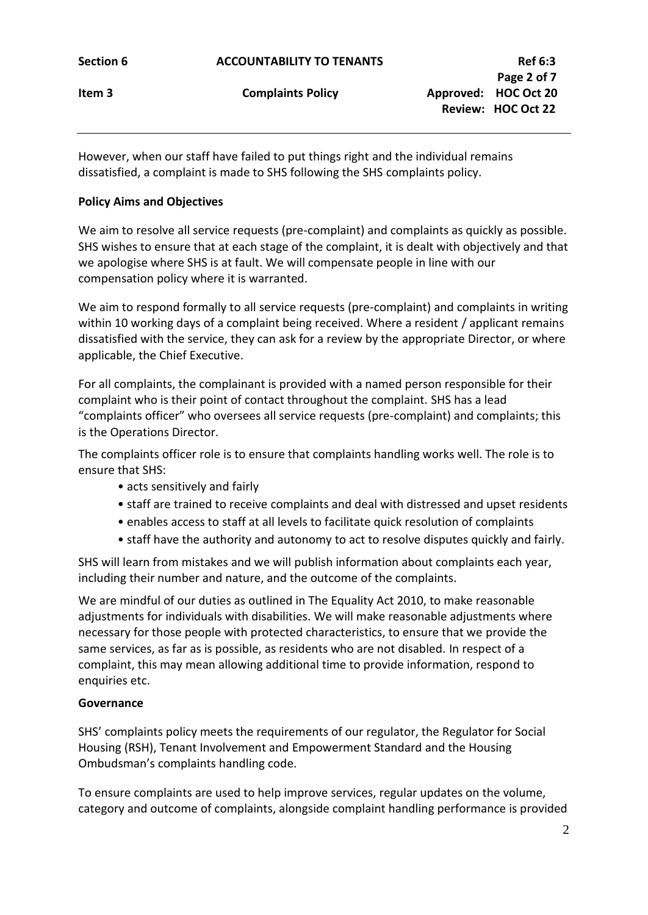However, when our staff have failed to put things right and the individual remains dissatisfied, a complaint is made to SHS following the SHS complaints policy.

**Policy Aims and Objectives**

We aim to resolve all service requests (pre-complaint) and complaints as quickly as possible. SHS wishes to ensure that at each stage of the complaint, it is dealt with objectively and that we apologise where SHS is at fault. We will compensate people in line with our compensation policy where it is warranted.

We aim to respond formally to all service requests (pre-complaint) and complaints in writing within 10 working days of a complaint being received. Where a resident / applicant remains dissatisfied with the service, they can ask for a review by the appropriate Director, or where applicable, the Chief Executive.

For all complaints, the complainant is provided with a named person responsible for their complaint who is their point of contact throughout the complaint. SHS has a lead "complaints officer" who oversees all service requests (pre-complaint) and complaints; this is the Operations Director.

The complaints officer role is to ensure that complaints handling works well. The role is to ensure that SHS:

- acts sensitively and fairly
- staff are trained to receive complaints and deal with distressed and upset residents
- enables access to staff at all levels to facilitate quick resolution of complaints
- staff have the authority and autonomy to act to resolve disputes quickly and fairly.

SHS will learn from mistakes and we will publish information about complaints each year, including their number and nature, and the outcome of the complaints.

We are mindful of our duties as outlined in The Equality Act 2010, to make reasonable adjustments for individuals with disabilities. We will make reasonable adjustments where necessary for those people with protected characteristics, to ensure that we provide the same services, as far as is possible, as residents who are not disabled. In respect of a complaint, this may mean allowing additional time to provide information, respond to enquiries etc.

**Governance**

SHS' complaints policy meets the requirements of our regulator, the Regulator for Social Housing (RSH), Tenant Involvement and Empowerment Standard and the Housing Ombudsman's complaints handling code.

To ensure complaints are used to help improve services, regular updates on the volume, category and outcome of complaints, alongside complaint handling performance is provided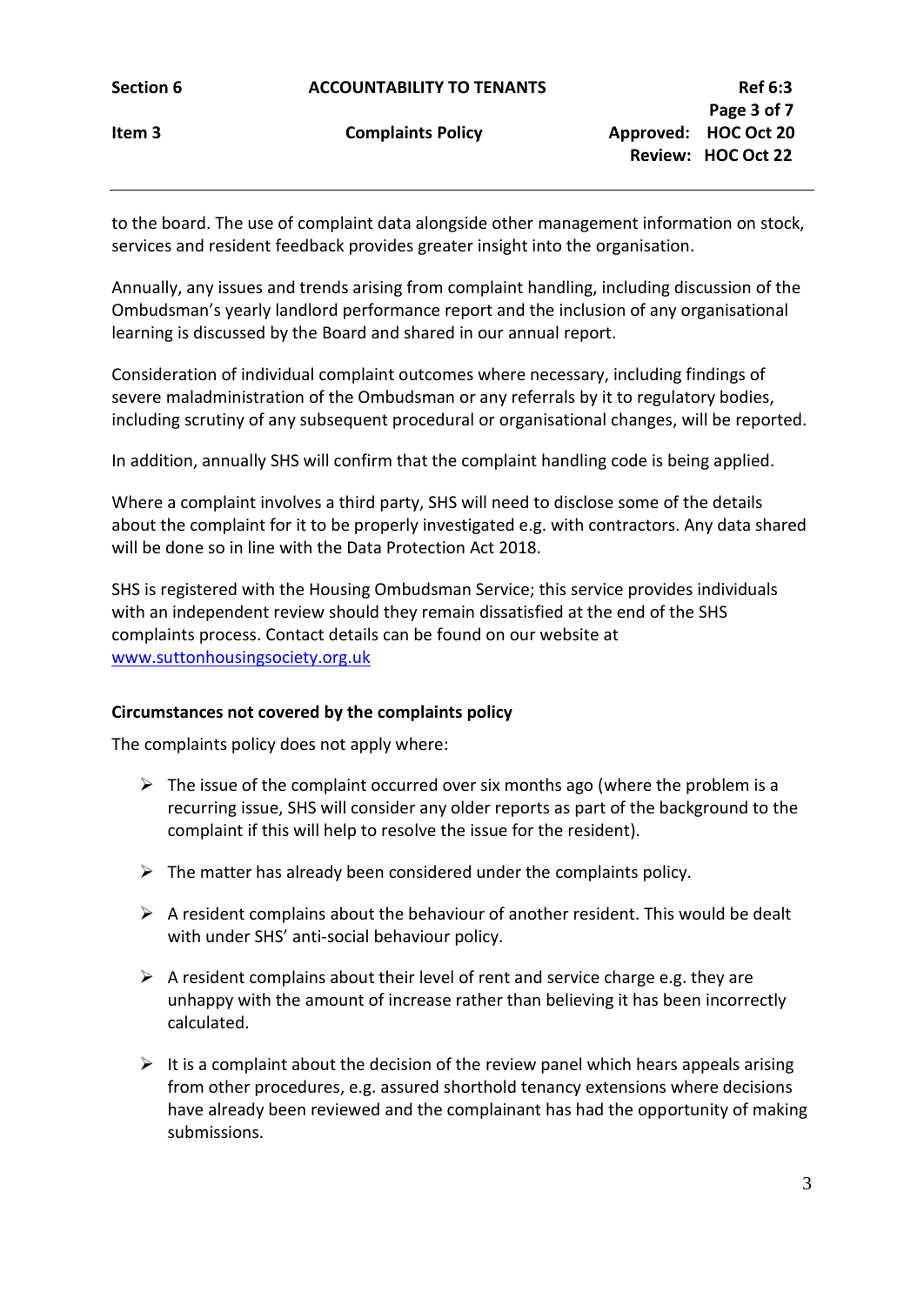to the board. The use of complaint data alongside other management information on stock, services and resident feedback provides greater insight into the organisation.

Annually, any issues and trends arising from complaint handling, including discussion of the Ombudsman's yearly landlord performance report and the inclusion of any organisational learning is discussed by the Board and shared in our annual report.

Consideration of individual complaint outcomes where necessary, including findings of severe maladministration of the Ombudsman or any referrals by it to regulatory bodies, including scrutiny of any subsequent procedural or organisational changes, will be reported.

In addition, annually SHS will confirm that the complaint handling code is being applied.

Where a complaint involves a third party, SHS will need to disclose some of the details about the complaint for it to be properly investigated e.g. with contractors. Any data shared will be done so in line with the Data Protection Act 2018.

SHS is registered with the Housing Ombudsman Service; this service provides individuals with an independent review should they remain dissatisfied at the end of the SHS complaints process. Contact details can be found on our website at [www.suttonhousingsociety.org.uk](http://www.suttonhousingsociety.org.uk)

**Circumstances not covered by the complaints policy**

The complaints policy does not apply where:

- The issue of the complaint occurred over six months ago (where the problem is a recurring issue, SHS will consider any older reports as part of the background to the complaint if this will help to resolve the issue for the resident).
- The matter has already been considered under the complaints policy.
- A resident complains about the behaviour of another resident. This would be dealt with under SHS' anti-social behaviour policy.
- A resident complains about their level of rent and service charge e.g. they are unhappy with the amount of increase rather than believing it has been incorrectly calculated.
- It is a complaint about the decision of the review panel which hears appeals arising from other procedures, e.g. assured shorthold tenancy extensions where decisions have already been reviewed and the complainant has had the opportunity of making submissions.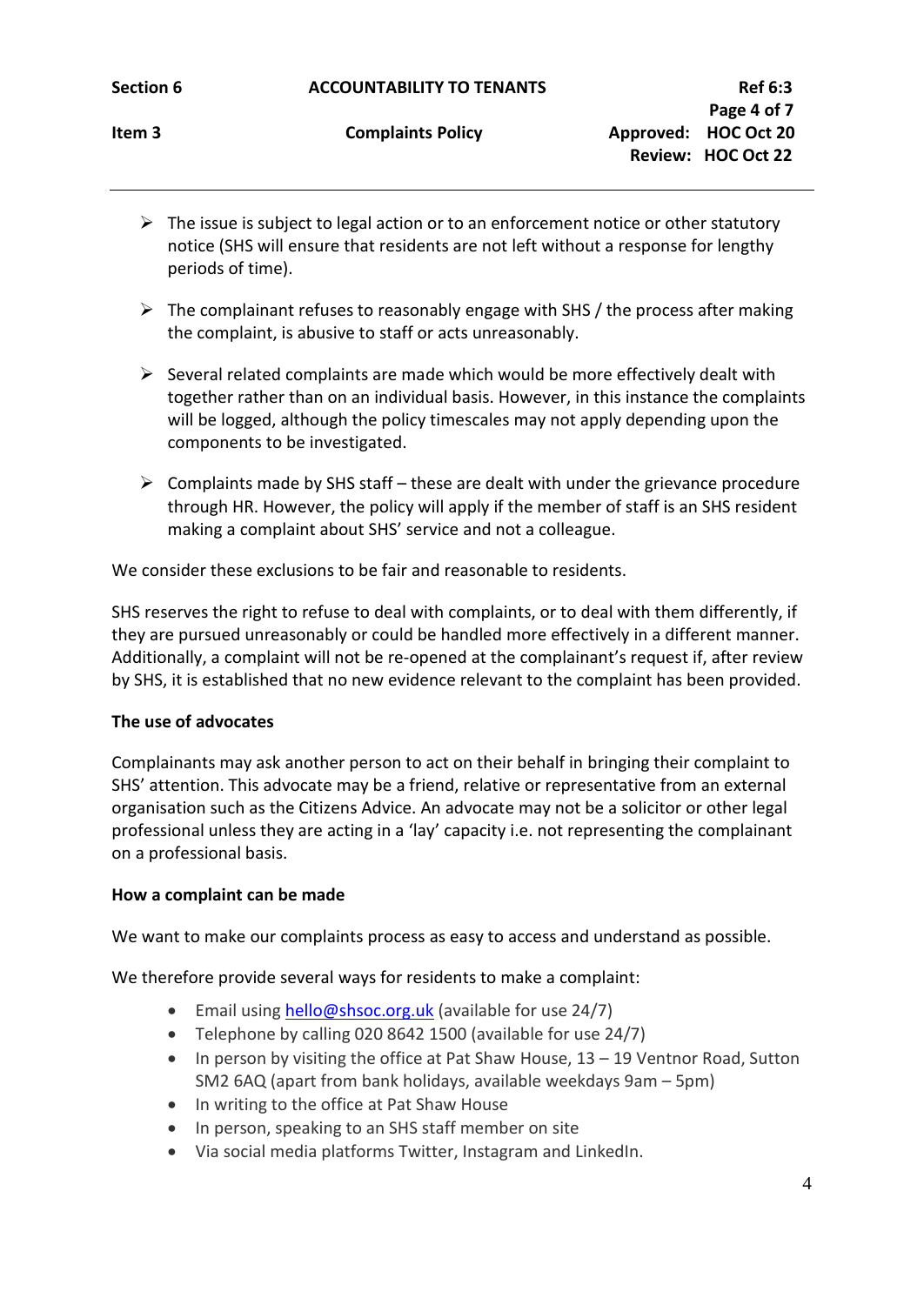- The issue is subject to legal action or to an enforcement notice or other statutory notice (SHS will ensure that residents are not left without a response for lengthy periods of time).

- The complainant refuses to reasonably engage with SHS / the process after making the complaint, is abusive to staff or acts unreasonably.

- Several related complaints are made which would be more effectively dealt with together rather than on an individual basis. However, in this instance the complaints will be logged, although the policy timescales may not apply depending upon the components to be investigated.

- Complaints made by SHS staff – these are dealt with under the grievance procedure through HR. However, the policy will apply if the member of staff is an SHS resident making a complaint about SHS' service and not a colleague.

We consider these exclusions to be fair and reasonable to residents.

SHS reserves the right to refuse to deal with complaints, or to deal with them differently, if they are pursued unreasonably or could be handled more effectively in a different manner. Additionally, a complaint will not be re-opened at the complainant's request if, after review by SHS, it is established that no new evidence relevant to the complaint has been provided.

**The use of advocates**

Complainants may ask another person to act on their behalf in bringing their complaint to SHS' attention. This advocate may be a friend, relative or representative from an external organisation such as the Citizens Advice. An advocate may not be a solicitor or other legal professional unless they are acting in a 'lay' capacity i.e. not representing the complainant on a professional basis.

**How a complaint can be made**

We want to make our complaints process as easy to access and understand as possible.

We therefore provide several ways for residents to make a complaint:

- Email using hello@shsoc.org.uk (available for use 24/7)
- Telephone by calling 020 8642 1500 (available for use 24/7)
- In person by visiting the office at Pat Shaw House, 13 – 19 Ventnor Road, Sutton SM2 6AQ (apart from bank holidays, available weekdays 9am – 5pm)
- In writing to the office at Pat Shaw House
- In person, speaking to an SHS staff member on site
- Via social media platforms Twitter, Instagram and LinkedIn.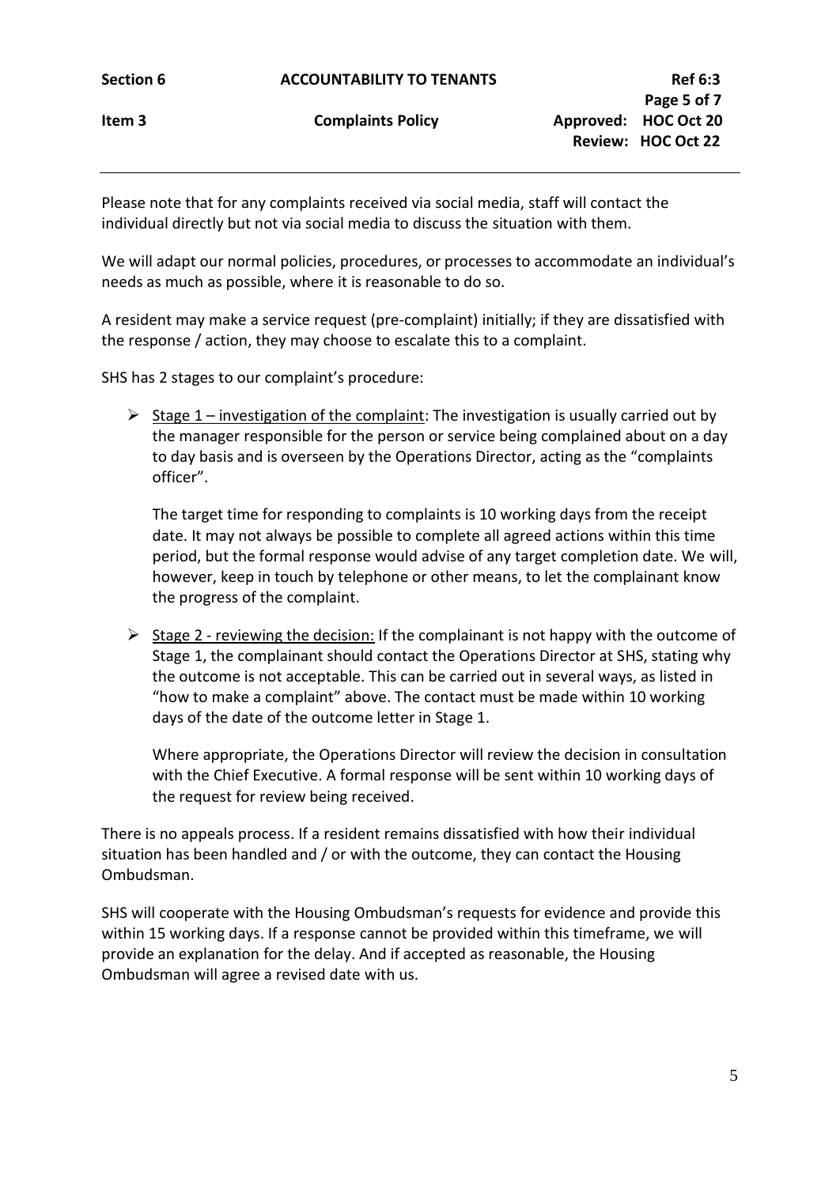Please note that for any complaints received via social media, staff will contact the individual directly but not via social media to discuss the situation with them.

We will adapt our normal policies, procedures, or processes to accommodate an individual's needs as much as possible, where it is reasonable to do so.

A resident may make a service request (pre-complaint) initially; if they are dissatisfied with the response / action, they may choose to escalate this to a complaint.

SHS has 2 stages to our complaint's procedure:

- Stage 1 – investigation of the complaint: The investigation is usually carried out by the manager responsible for the person or service being complained about on a day to day basis and is overseen by the Operations Director, acting as the "complaints officer".

  The target time for responding to complaints is 10 working days from the receipt date. It may not always be possible to complete all agreed actions within this time period, but the formal response would advise of any target completion date. We will, however, keep in touch by telephone or other means, to let the complainant know the progress of the complaint.

- Stage 2 - reviewing the decision: If the complainant is not happy with the outcome of Stage 1, the complainant should contact the Operations Director at SHS, stating why the outcome is not acceptable. This can be carried out in several ways, as listed in "how to make a complaint" above. The contact must be made within 10 working days of the date of the outcome letter in Stage 1.

  Where appropriate, the Operations Director will review the decision in consultation with the Chief Executive. A formal response will be sent within 10 working days of the request for review being received.

There is no appeals process. If a resident remains dissatisfied with how their individual situation has been handled and / or with the outcome, they can contact the Housing Ombudsman.

SHS will cooperate with the Housing Ombudsman's requests for evidence and provide this within 15 working days. If a response cannot be provided within this timeframe, we will provide an explanation for the delay. And if accepted as reasonable, the Housing Ombudsman will agree a revised date with us.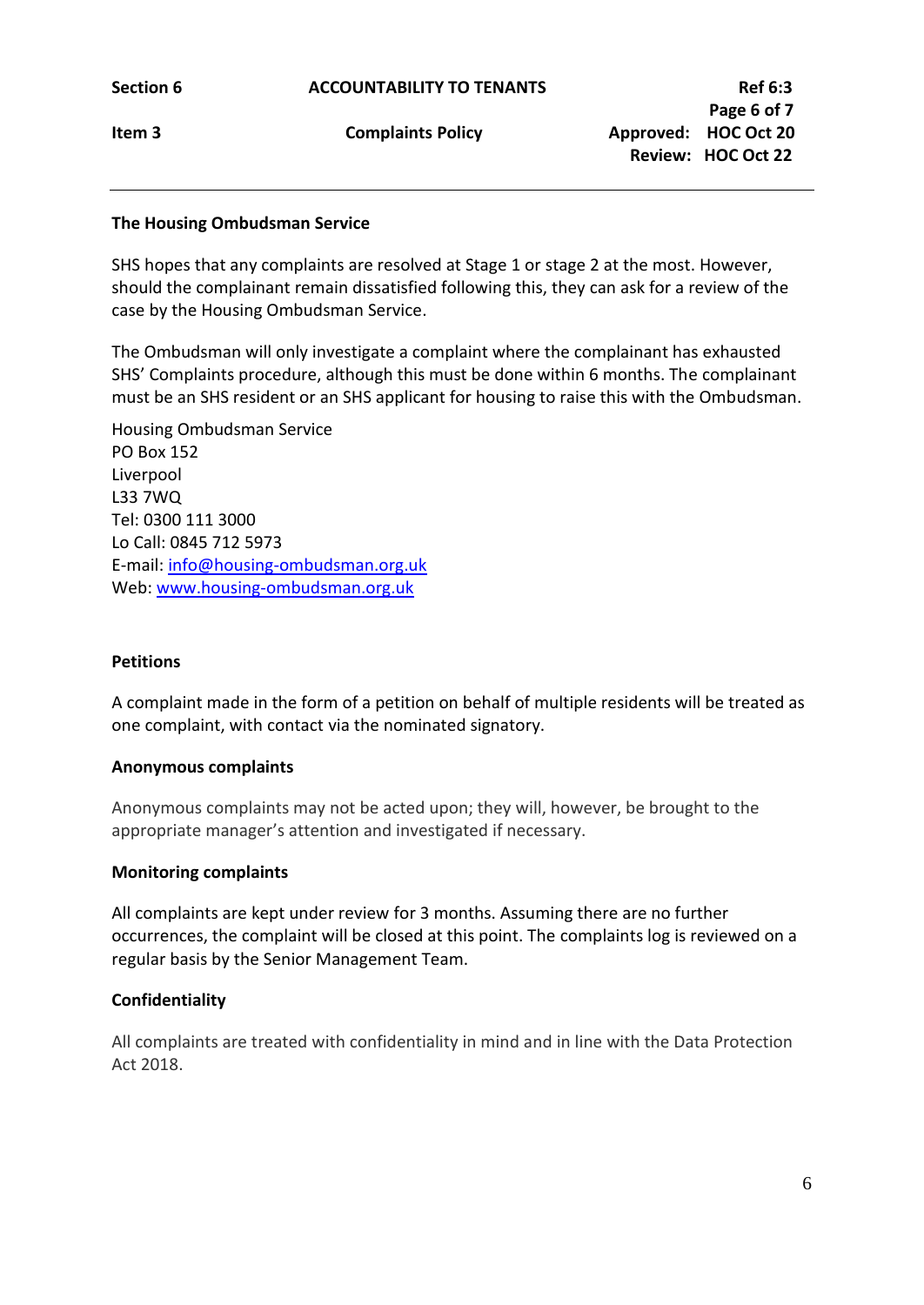**The Housing Ombudsman Service**

SHS hopes that any complaints are resolved at Stage 1 or stage 2 at the most. However, should the complainant remain dissatisfied following this, they can ask for a review of the case by the Housing Ombudsman Service.

The Ombudsman will only investigate a complaint where the complainant has exhausted SHS' Complaints procedure, although this must be done within 6 months. The complainant must be an SHS resident or an SHS applicant for housing to raise this with the Ombudsman.

Housing Ombudsman Service
PO Box 152
Liverpool
L33 7WQ
Tel: 0300 111 3000
Lo Call: 0845 712 5973
E-mail: info@housing-ombudsman.org.uk
Web: www.housing-ombudsman.org.uk

**Petitions**

A complaint made in the form of a petition on behalf of multiple residents will be treated as one complaint, with contact via the nominated signatory.

**Anonymous complaints**

Anonymous complaints may not be acted upon; they will, however, be brought to the appropriate manager's attention and investigated if necessary.

**Monitoring complaints**

All complaints are kept under review for 3 months. Assuming there are no further occurrences, the complaint will be closed at this point. The complaints log is reviewed on a regular basis by the Senior Management Team.

**Confidentiality**

All complaints are treated with confidentiality in mind and in line with the Data Protection Act 2018.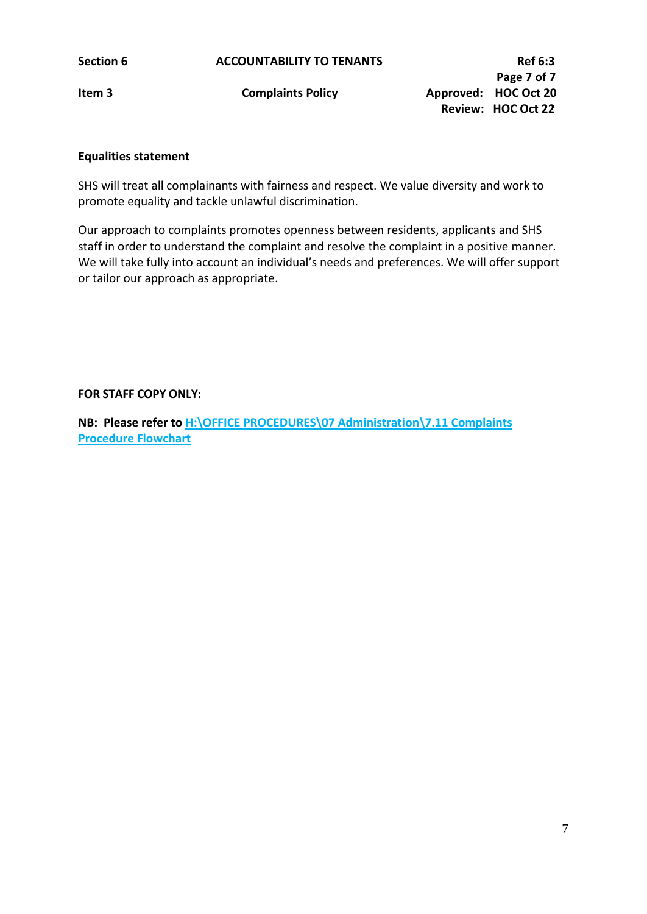**Equalities statement**

SHS will treat all complainants with fairness and respect. We value diversity and work to promote equality and tackle unlawful discrimination.

Our approach to complaints promotes openness between residents, applicants and SHS staff in order to understand the complaint and resolve the complaint in a positive manner. We will take fully into account an individual's needs and preferences. We will offer support or tailor our approach as appropriate.

**FOR STAFF COPY ONLY:**

**NB: Please refer to H:\OFFICE PROCEDURES\07 Administration\7.11 Complaints Procedure Flowchart**